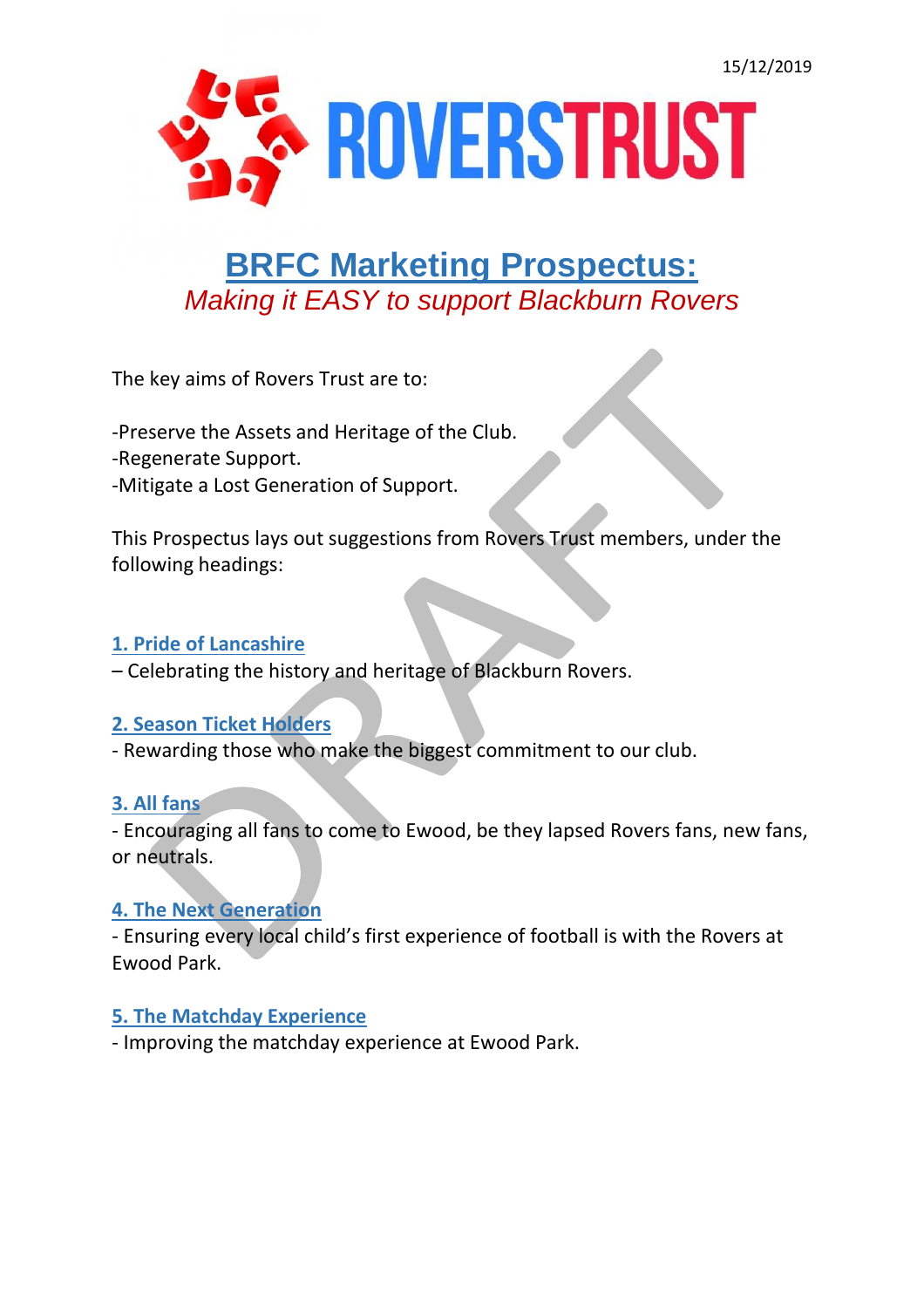15/12/2019

ROVERSTRUST

# BRFC Marketing Prospectus:

*Making it EASY to support Blackburn Rovers*

The key aims of Rovers Trust are to:

-Preserve the Assets and Heritage of the Club.
-Regenerate Support.
-Mitigate a Lost Generation of Support.

This Prospectus lays out suggestions from Rovers Trust members, under the following headings:

**1. Pride of Lancashire**
– Celebrating the history and heritage of Blackburn Rovers.

**2. Season Ticket Holders**
- Rewarding those who make the biggest commitment to our club.

**3. All fans**
- Encouraging all fans to come to Ewood, be they lapsed Rovers fans, new fans, or neutrals.

**4. The Next Generation**
- Ensuring every local child's first experience of football is with the Rovers at Ewood Park.

**5. The Matchday Experience**
- Improving the matchday experience at Ewood Park.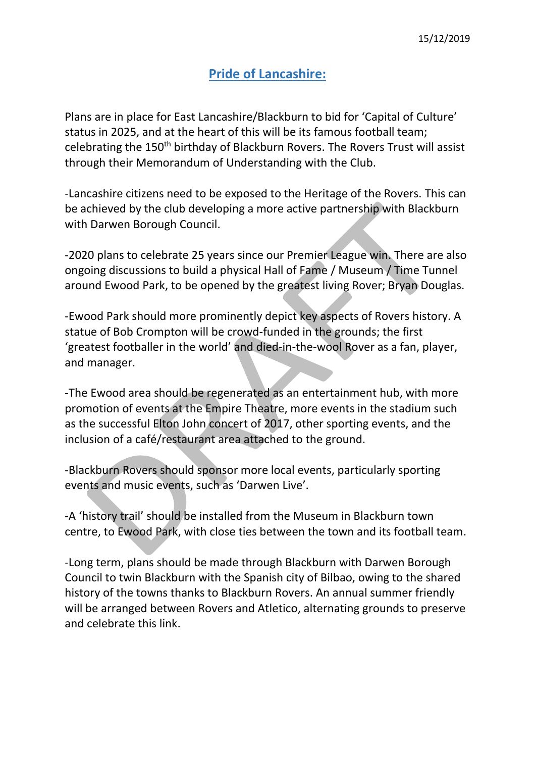15/12/2019

# Pride of Lancashire:

Plans are in place for East Lancashire/Blackburn to bid for 'Capital of Culture' status in 2025, and at the heart of this will be its famous football team; celebrating the 150th birthday of Blackburn Rovers. The Rovers Trust will assist through their Memorandum of Understanding with the Club.

-Lancashire citizens need to be exposed to the Heritage of the Rovers. This can be achieved by the club developing a more active partnership with Blackburn with Darwen Borough Council.

-2020 plans to celebrate 25 years since our Premier League win. There are also ongoing discussions to build a physical Hall of Fame / Museum / Time Tunnel around Ewood Park, to be opened by the greatest living Rover; Bryan Douglas.

-Ewood Park should more prominently depict key aspects of Rovers history. A statue of Bob Crompton will be crowd-funded in the grounds; the first 'greatest footballer in the world' and died-in-the-wool Rover as a fan, player, and manager.

-The Ewood area should be regenerated as an entertainment hub, with more promotion of events at the Empire Theatre, more events in the stadium such as the successful Elton John concert of 2017, other sporting events, and the inclusion of a café/restaurant area attached to the ground.

-Blackburn Rovers should sponsor more local events, particularly sporting events and music events, such as 'Darwen Live'.

-A 'history trail' should be installed from the Museum in Blackburn town centre, to Ewood Park, with close ties between the town and its football team.

-Long term, plans should be made through Blackburn with Darwen Borough Council to twin Blackburn with the Spanish city of Bilbao, owing to the shared history of the towns thanks to Blackburn Rovers. An annual summer friendly will be arranged between Rovers and Atletico, alternating grounds to preserve and celebrate this link.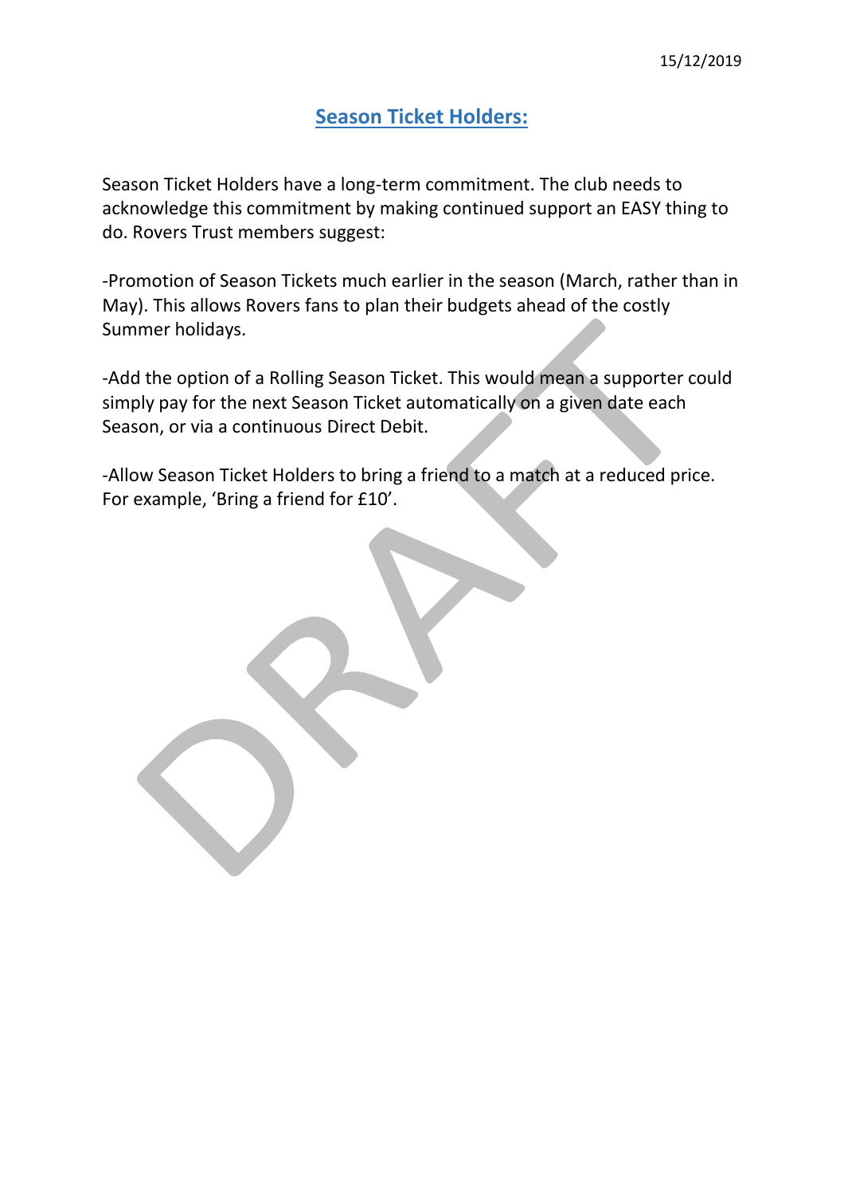15/12/2019

## Season Ticket Holders:

Season Ticket Holders have a long-term commitment. The club needs to acknowledge this commitment by making continued support an EASY thing to do. Rovers Trust members suggest:

-Promotion of Season Tickets much earlier in the season (March, rather than in May). This allows Rovers fans to plan their budgets ahead of the costly Summer holidays.

-Add the option of a Rolling Season Ticket. This would mean a supporter could simply pay for the next Season Ticket automatically on a given date each Season, or via a continuous Direct Debit.

-Allow Season Ticket Holders to bring a friend to a match at a reduced price. For example, 'Bring a friend for £10'.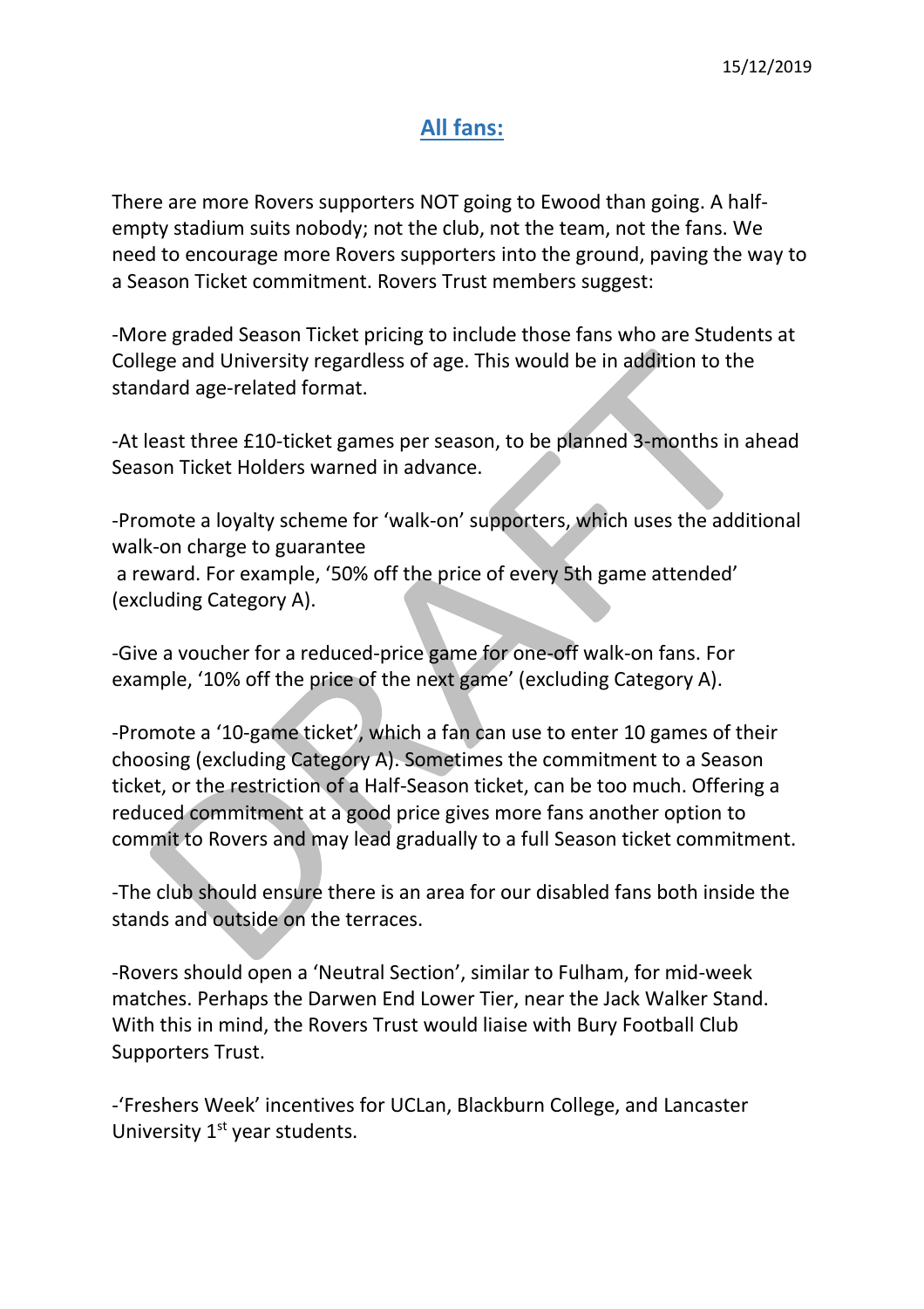15/12/2019

# All fans:

There are more Rovers supporters NOT going to Ewood than going. A half-empty stadium suits nobody; not the club, not the team, not the fans. We need to encourage more Rovers supporters into the ground, paving the way to a Season Ticket commitment. Rovers Trust members suggest:

-More graded Season Ticket pricing to include those fans who are Students at College and University regardless of age. This would be in addition to the standard age-related format.

-At least three £10-ticket games per season, to be planned 3-months in ahead Season Ticket Holders warned in advance.

-Promote a loyalty scheme for 'walk-on' supporters, which uses the additional walk-on charge to guarantee
a reward. For example, '50% off the price of every 5th game attended' (excluding Category A).

-Give a voucher for a reduced-price game for one-off walk-on fans. For example, '10% off the price of the next game' (excluding Category A).

-Promote a '10-game ticket', which a fan can use to enter 10 games of their choosing (excluding Category A). Sometimes the commitment to a Season ticket, or the restriction of a Half-Season ticket, can be too much. Offering a reduced commitment at a good price gives more fans another option to commit to Rovers and may lead gradually to a full Season ticket commitment.

-The club should ensure there is an area for our disabled fans both inside the stands and outside on the terraces.

-Rovers should open a 'Neutral Section', similar to Fulham, for mid-week matches. Perhaps the Darwen End Lower Tier, near the Jack Walker Stand. With this in mind, the Rovers Trust would liaise with Bury Football Club Supporters Trust.

-'Freshers Week' incentives for UCLan, Blackburn College, and Lancaster University 1st year students.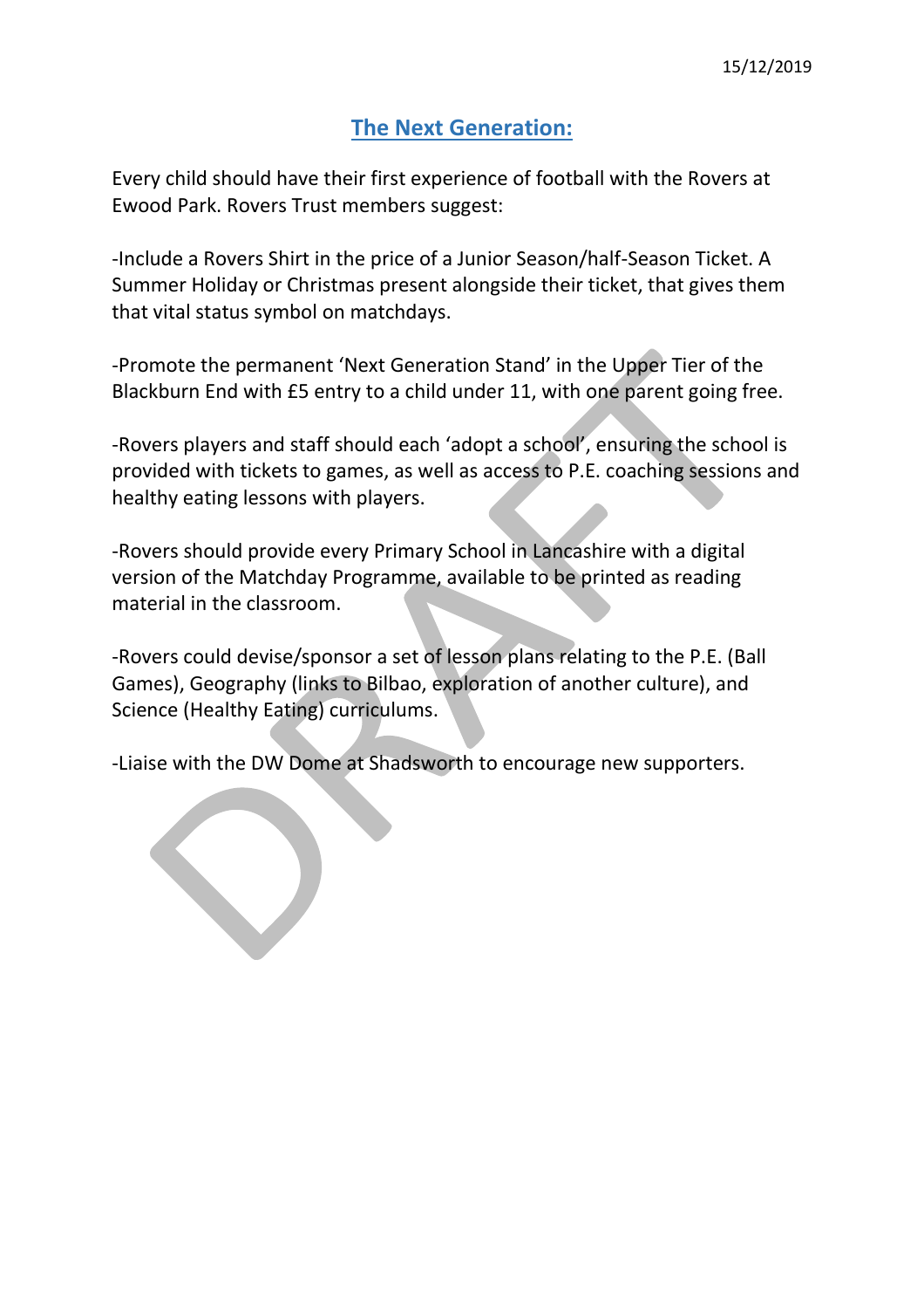15/12/2019

## The Next Generation:

Every child should have their first experience of football with the Rovers at Ewood Park. Rovers Trust members suggest:

-Include a Rovers Shirt in the price of a Junior Season/half-Season Ticket. A Summer Holiday or Christmas present alongside their ticket, that gives them that vital status symbol on matchdays.

-Promote the permanent 'Next Generation Stand' in the Upper Tier of the Blackburn End with £5 entry to a child under 11, with one parent going free.

-Rovers players and staff should each 'adopt a school', ensuring the school is provided with tickets to games, as well as access to P.E. coaching sessions and healthy eating lessons with players.

-Rovers should provide every Primary School in Lancashire with a digital version of the Matchday Programme, available to be printed as reading material in the classroom.

-Rovers could devise/sponsor a set of lesson plans relating to the P.E. (Ball Games), Geography (links to Bilbao, exploration of another culture), and Science (Healthy Eating) curriculums.

-Liaise with the DW Dome at Shadsworth to encourage new supporters.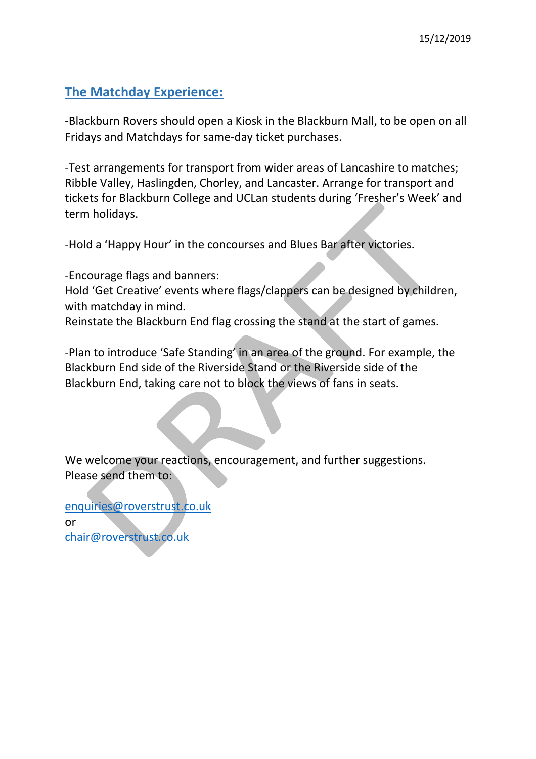15/12/2019

## The Matchday Experience:

-Blackburn Rovers should open a Kiosk in the Blackburn Mall, to be open on all Fridays and Matchdays for same-day ticket purchases.

-Test arrangements for transport from wider areas of Lancashire to matches; Ribble Valley, Haslingden, Chorley, and Lancaster. Arrange for transport and tickets for Blackburn College and UCLan students during 'Fresher's Week' and term holidays.

-Hold a 'Happy Hour' in the concourses and Blues Bar after victories.

-Encourage flags and banners:
Hold 'Get Creative' events where flags/clappers can be designed by children, with matchday in mind.
Reinstate the Blackburn End flag crossing the stand at the start of games.

-Plan to introduce 'Safe Standing' in an area of the ground. For example, the Blackburn End side of the Riverside Stand or the Riverside side of the Blackburn End, taking care not to block the views of fans in seats.

We welcome your reactions, encouragement, and further suggestions.
Please send them to:

enquiries@roverstrust.co.uk
or
chair@roverstrust.co.uk